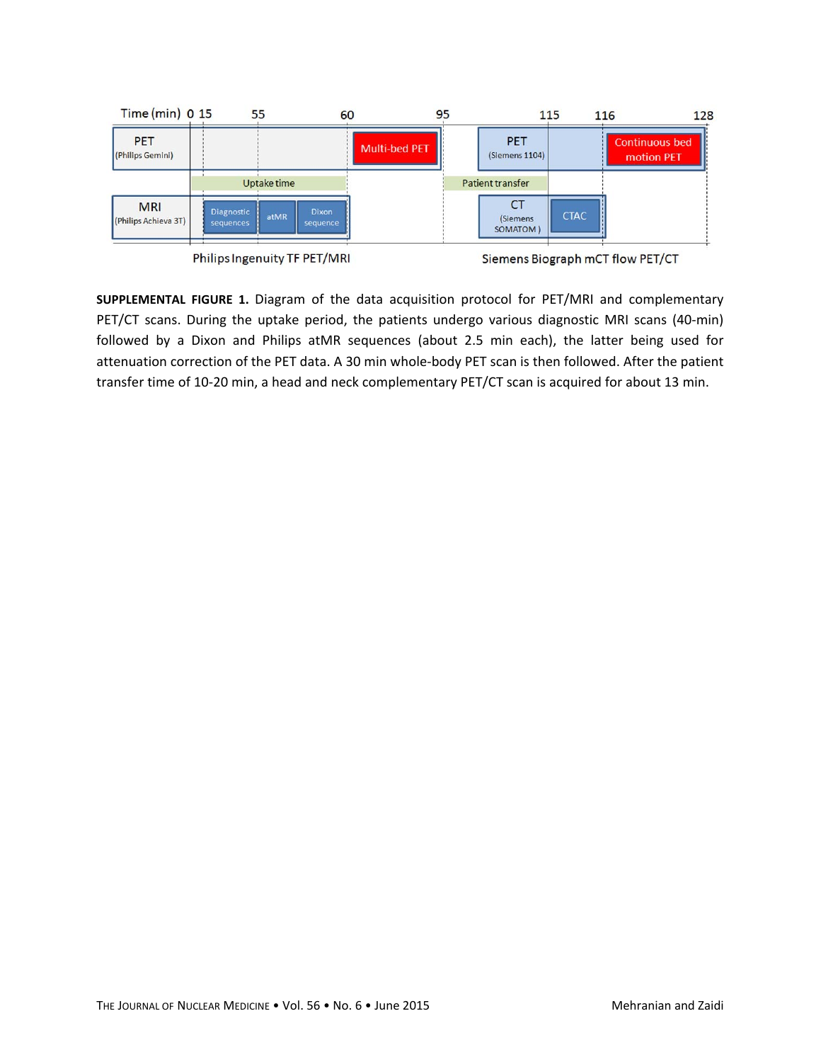**SUPPLEMENTAL FIGURE 1.** Diagram of the data acquisition protocol for PET/MRI and complementary PET/CT scans. During the uptake period, the patients undergo various diagnostic MRI scans (40-min) followed by a Dixon and Philips atMR sequences (about 2.5 min each), the latter being used for attenuation correction of the PET data. A 30 min whole-body PET scan is then followed. After the patient transfer time of 10-20 min, a head and neck complementary PET/CT scan is acquired for about 13 min.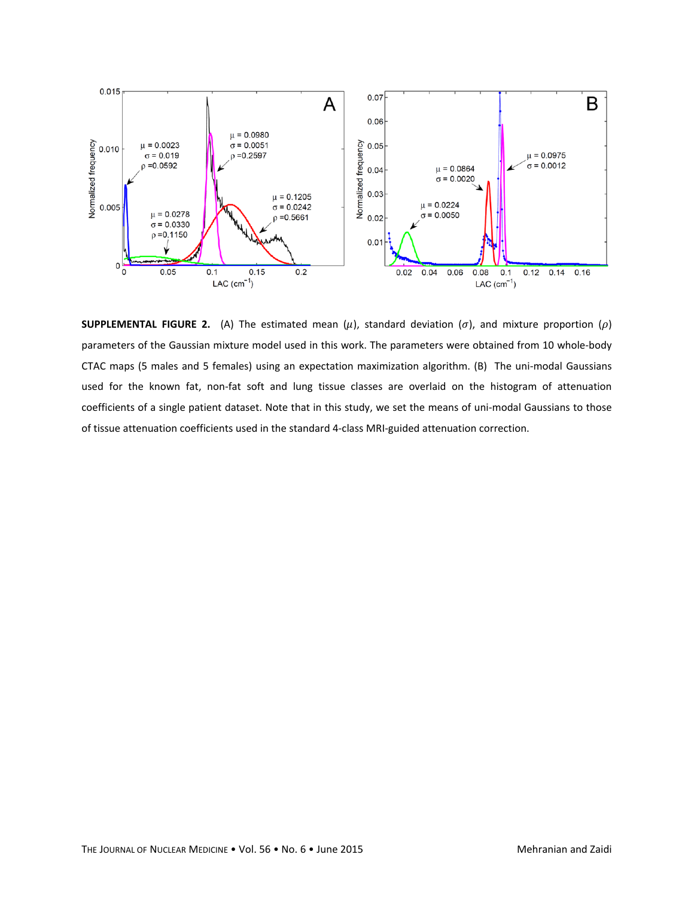**SUPPLEMENTAL FIGURE 2.** (A) The estimated mean ($\mu$), standard deviation ($\sigma$), and mixture proportion ($\rho$) parameters of the Gaussian mixture model used in this work. The parameters were obtained from 10 whole-body CTAC maps (5 males and 5 females) using an expectation maximization algorithm. (B) The uni-modal Gaussians used for the known fat, non-fat soft and lung tissue classes are overlaid on the histogram of attenuation coefficients of a single patient dataset. Note that in this study, we set the means of uni-modal Gaussians to those of tissue attenuation coefficients used in the standard 4-class MRI-guided attenuation correction.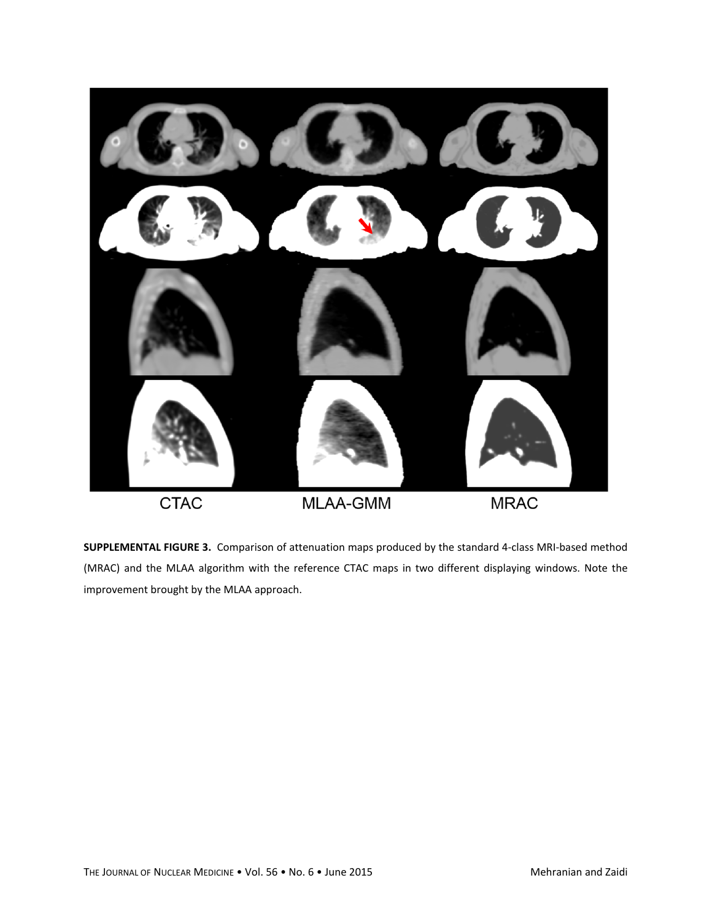CTAC

MLAA-GMM

MRAC

**SUPPLEMENTAL FIGURE 3.** Comparison of attenuation maps produced by the standard 4-class MRI-based method (MRAC) and the MLAA algorithm with the reference CTAC maps in two different displaying windows. Note the improvement brought by the MLAA approach.